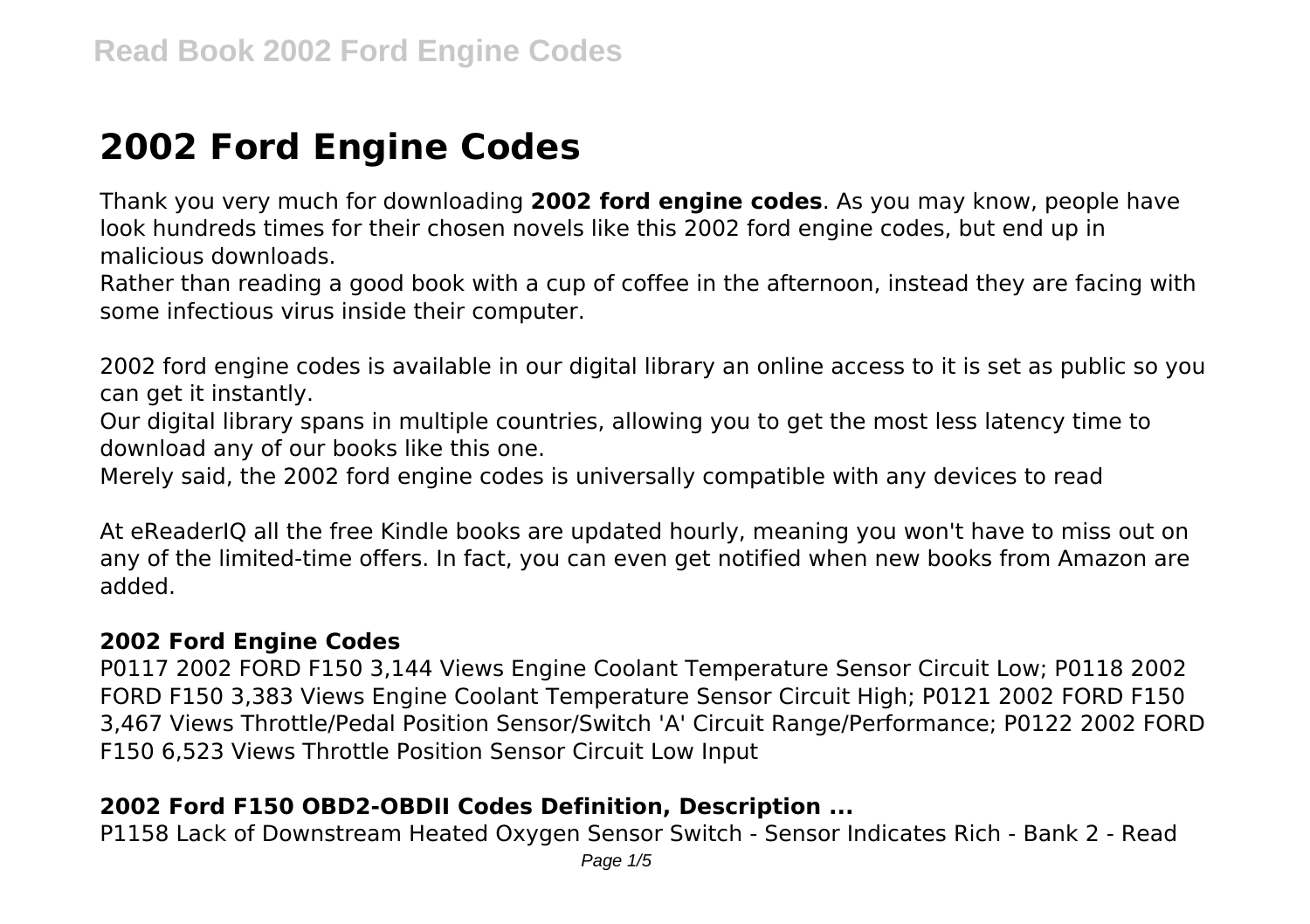# 2002 Ford Engine Codes

Thank you very much for downloading **2002 ford engine codes**. As you may know, people have look hundreds times for their chosen novels like this 2002 ford engine codes, but end up in malicious downloads.

Rather than reading a good book with a cup of coffee in the afternoon, instead they are facing with some infectious virus inside their computer.

2002 ford engine codes is available in our digital library an online access to it is set as public so you can get it instantly.

Our digital library spans in multiple countries, allowing you to get the most less latency time to download any of our books like this one.

Merely said, the 2002 ford engine codes is universally compatible with any devices to read

At eReaderIQ all the free Kindle books are updated hourly, meaning you won't have to miss out on any of the limited-time offers. In fact, you can even get notified when new books from Amazon are added.

### 2002 Ford Engine Codes

P0117 2002 FORD F150 3,144 Views Engine Coolant Temperature Sensor Circuit Low; P0118 2002 FORD F150 3,383 Views Engine Coolant Temperature Sensor Circuit High; P0121 2002 FORD F150 3,467 Views Throttle/Pedal Position Sensor/Switch 'A' Circuit Range/Performance; P0122 2002 FORD F150 6,523 Views Throttle Position Sensor Circuit Low Input

### 2002 Ford F150 OBD2-OBDII Codes Definition, Description ...

P1158 Lack of Downstream Heated Oxygen Sensor Switch - Sensor Indicates Rich - Bank 2 - Read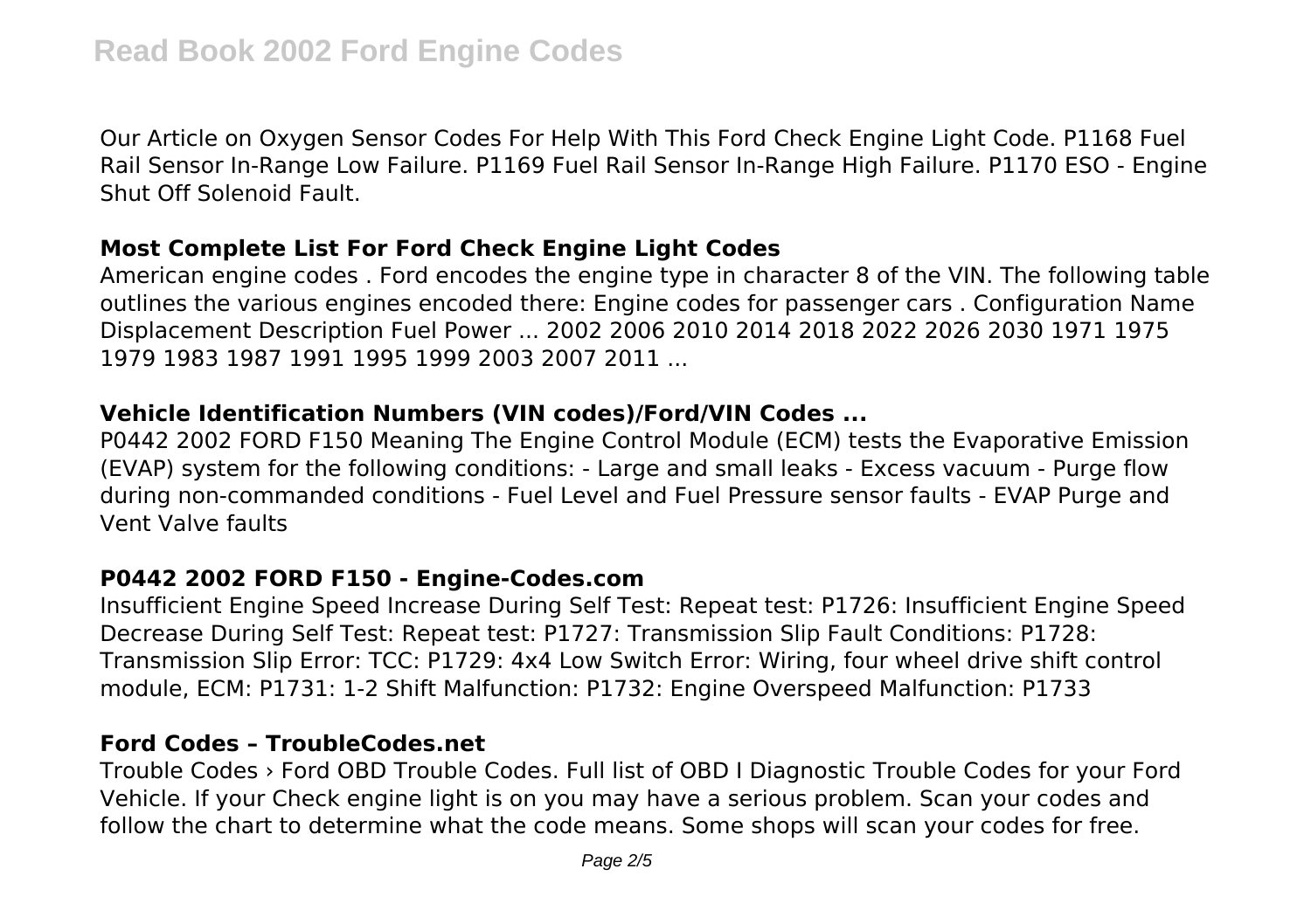Our Article on Oxygen Sensor Codes For Help With This Ford Check Engine Light Code. P1168 Fuel Rail Sensor In-Range Low Failure. P1169 Fuel Rail Sensor In-Range High Failure. P1170 ESO - Engine Shut Off Solenoid Fault.

## Most Complete List For Ford Check Engine Light Codes

American engine codes . Ford encodes the engine type in character 8 of the VIN. The following table outlines the various engines encoded there: Engine codes for passenger cars . Configuration Name Displacement Description Fuel Power ... 2002 2006 2010 2014 2018 2022 2026 2030 1971 1975 1979 1983 1987 1991 1995 1999 2003 2007 2011 ...

## Vehicle Identification Numbers (VIN codes)/Ford/VIN Codes ...

P0442 2002 FORD F150 Meaning The Engine Control Module (ECM) tests the Evaporative Emission (EVAP) system for the following conditions: - Large and small leaks - Excess vacuum - Purge flow during non-commanded conditions - Fuel Level and Fuel Pressure sensor faults - EVAP Purge and Vent Valve faults

## P0442 2002 FORD F150 - Engine-Codes.com

Insufficient Engine Speed Increase During Self Test: Repeat test: P1726: Insufficient Engine Speed Decrease During Self Test: Repeat test: P1727: Transmission Slip Fault Conditions: P1728: Transmission Slip Error: TCC: P1729: 4x4 Low Switch Error: Wiring, four wheel drive shift control module, ECM: P1731: 1-2 Shift Malfunction: P1732: Engine Overspeed Malfunction: P1733

## Ford Codes – TroubleCodes.net

Trouble Codes › Ford OBD Trouble Codes. Full list of OBD I Diagnostic Trouble Codes for your Ford Vehicle. If your Check engine light is on you may have a serious problem. Scan your codes and follow the chart to determine what the code means. Some shops will scan your codes for free.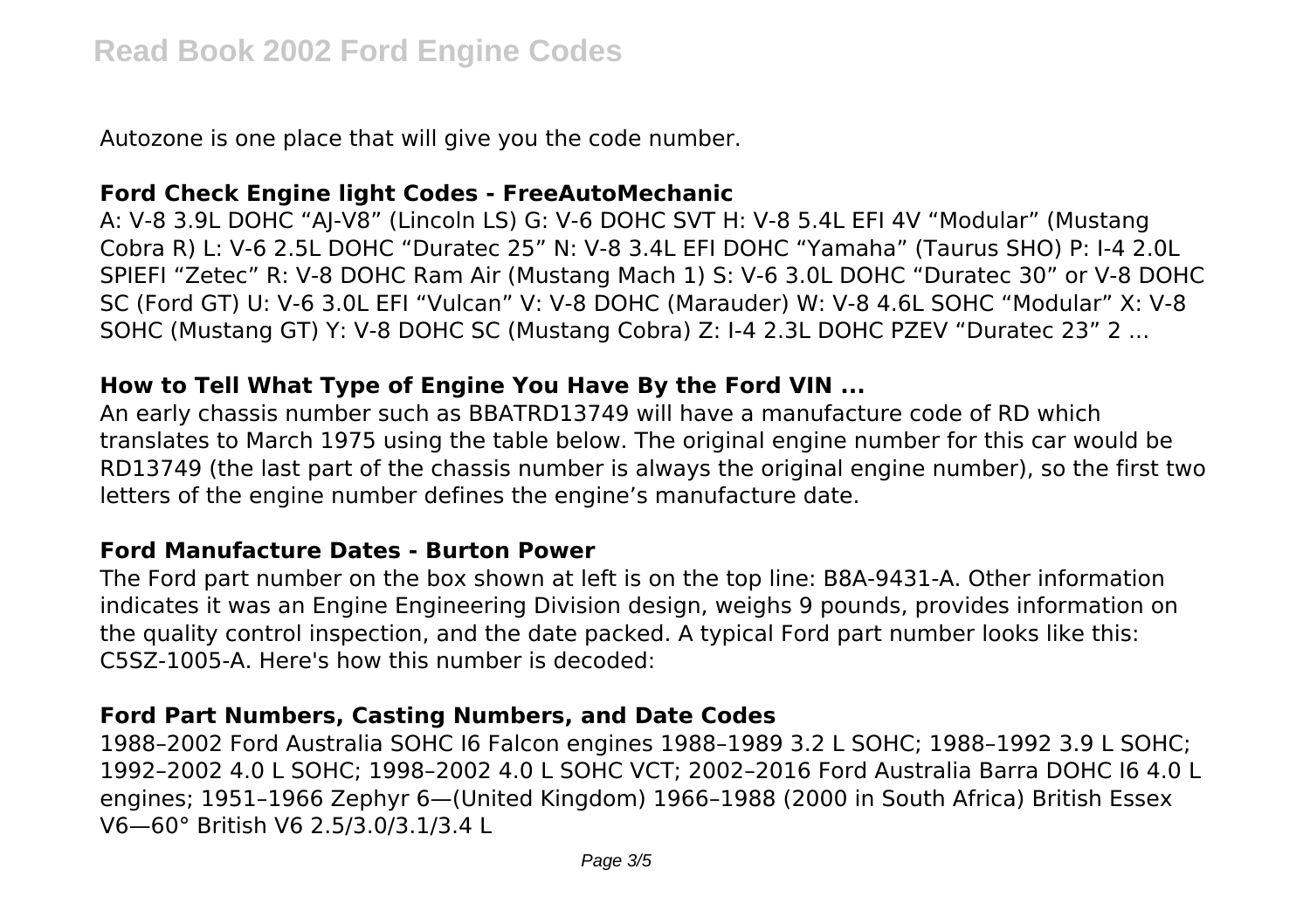Autozone is one place that will give you the code number.

### **Ford Check Engine light Codes - FreeAutoMechanic**

A: V-8 3.9L DOHC "AJ-V8" (Lincoln LS) G: V-6 DOHC SVT H: V-8 5.4L EFI 4V "Modular" (Mustang Cobra R) L: V-6 2.5L DOHC "Duratec 25" N: V-8 3.4L EFI DOHC "Yamaha" (Taurus SHO) P: I-4 2.0L SPIEFI "Zetec" R: V-8 DOHC Ram Air (Mustang Mach 1) S: V-6 3.0L DOHC "Duratec 30" or V-8 DOHC SC (Ford GT) U: V-6 3.0L EFI "Vulcan" V: V-8 DOHC (Marauder) W: V-8 4.6L SOHC "Modular" X: V-8 SOHC (Mustang GT) Y: V-8 DOHC SC (Mustang Cobra) Z: I-4 2.3L DOHC PZEV "Duratec 23" 2 ...

### **How to Tell What Type of Engine You Have By the Ford VIN ...**

An early chassis number such as BBATRD13749 will have a manufacture code of RD which translates to March 1975 using the table below. The original engine number for this car would be RD13749 (the last part of the chassis number is always the original engine number), so the first two letters of the engine number defines the engine's manufacture date.

### **Ford Manufacture Dates - Burton Power**

The Ford part number on the box shown at left is on the top line: B8A-9431-A. Other information indicates it was an Engine Engineering Division design, weighs 9 pounds, provides information on the quality control inspection, and the date packed. A typical Ford part number looks like this: C5SZ-1005-A. Here's how this number is decoded:

### **Ford Part Numbers, Casting Numbers, and Date Codes**

1988–2002 Ford Australia SOHC I6 Falcon engines 1988–1989 3.2 L SOHC; 1988–1992 3.9 L SOHC; 1992–2002 4.0 L SOHC; 1998–2002 4.0 L SOHC VCT; 2002–2016 Ford Australia Barra DOHC I6 4.0 L engines; 1951–1966 Zephyr 6—(United Kingdom) 1966–1988 (2000 in South Africa) British Essex V6—60° British V6 2.5/3.0/3.1/3.4 L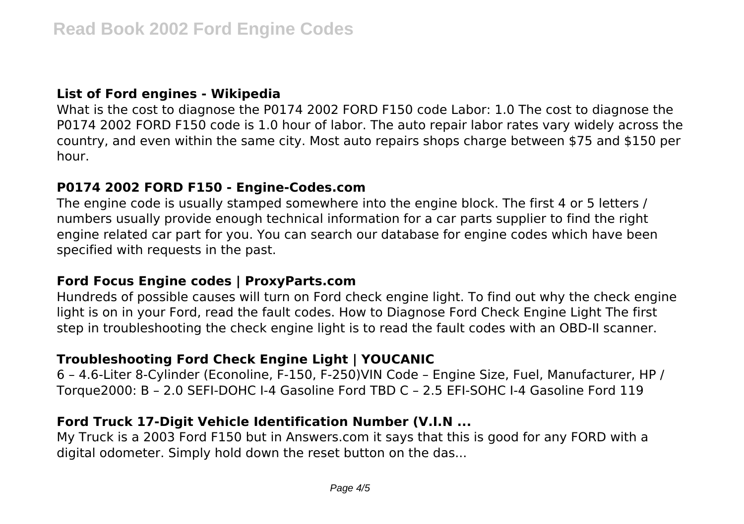### List of Ford engines - Wikipedia

What is the cost to diagnose the P0174 2002 FORD F150 code Labor: 1.0 The cost to diagnose the P0174 2002 FORD F150 code is 1.0 hour of labor. The auto repair labor rates vary widely across the country, and even within the same city. Most auto repairs shops charge between $75 and $150 per hour.

### P0174 2002 FORD F150 - Engine-Codes.com

The engine code is usually stamped somewhere into the engine block. The first 4 or 5 letters / numbers usually provide enough technical information for a car parts supplier to find the right engine related car part for you. You can search our database for engine codes which have been specified with requests in the past.

### Ford Focus Engine codes | ProxyParts.com

Hundreds of possible causes will turn on Ford check engine light. To find out why the check engine light is on in your Ford, read the fault codes. How to Diagnose Ford Check Engine Light The first step in troubleshooting the check engine light is to read the fault codes with an OBD-II scanner.

### Troubleshooting Ford Check Engine Light | YOUCANIC

6 – 4.6-Liter 8-Cylinder (Econoline, F-150, F-250)VIN Code – Engine Size, Fuel, Manufacturer, HP / Torque2000: B – 2.0 SEFI-DOHC I-4 Gasoline Ford TBD C – 2.5 EFI-SOHC I-4 Gasoline Ford 119

### Ford Truck 17-Digit Vehicle Identification Number (V.I.N ...

My Truck is a 2003 Ford F150 but in Answers.com it says that this is good for any FORD with a digital odometer. Simply hold down the reset button on the das...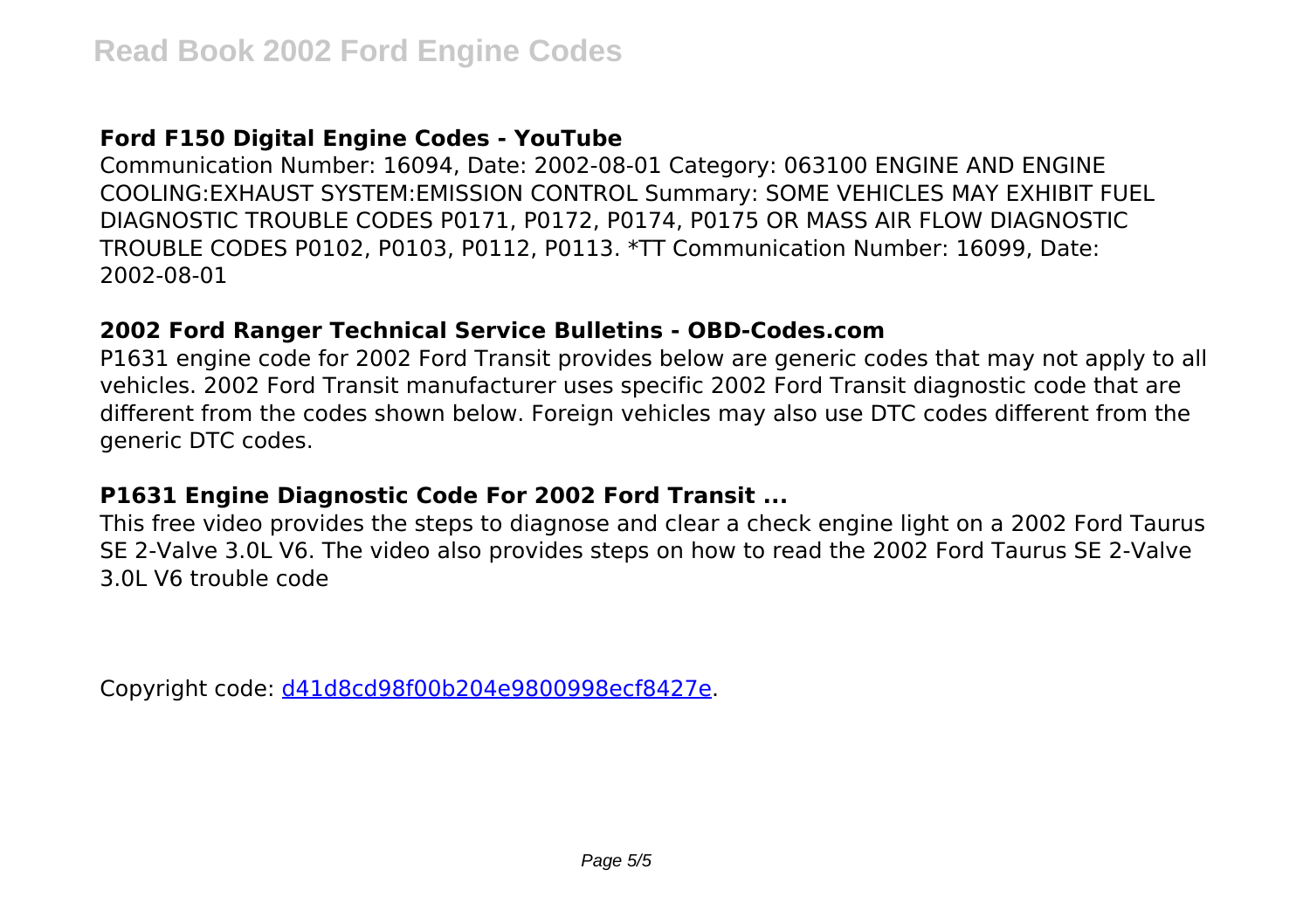### Ford F150 Digital Engine Codes - YouTube

Communication Number: 16094, Date: 2002-08-01 Category: 063100 ENGINE AND ENGINE COOLING:EXHAUST SYSTEM:EMISSION CONTROL Summary: SOME VEHICLES MAY EXHIBIT FUEL DIAGNOSTIC TROUBLE CODES P0171, P0172, P0174, P0175 OR MASS AIR FLOW DIAGNOSTIC TROUBLE CODES P0102, P0103, P0112, P0113. *TT Communication Number: 16099, Date: 2002-08-01

### 2002 Ford Ranger Technical Service Bulletins - OBD-Codes.com

P1631 engine code for 2002 Ford Transit provides below are generic codes that may not apply to all vehicles. 2002 Ford Transit manufacturer uses specific 2002 Ford Transit diagnostic code that are different from the codes shown below. Foreign vehicles may also use DTC codes different from the generic DTC codes.

### P1631 Engine Diagnostic Code For 2002 Ford Transit ...

This free video provides the steps to diagnose and clear a check engine light on a 2002 Ford Taurus SE 2-Valve 3.0L V6. The video also provides steps on how to read the 2002 Ford Taurus SE 2-Valve 3.0L V6 trouble code

Copyright code: d41d8cd98f00b204e9800998ecf8427e.